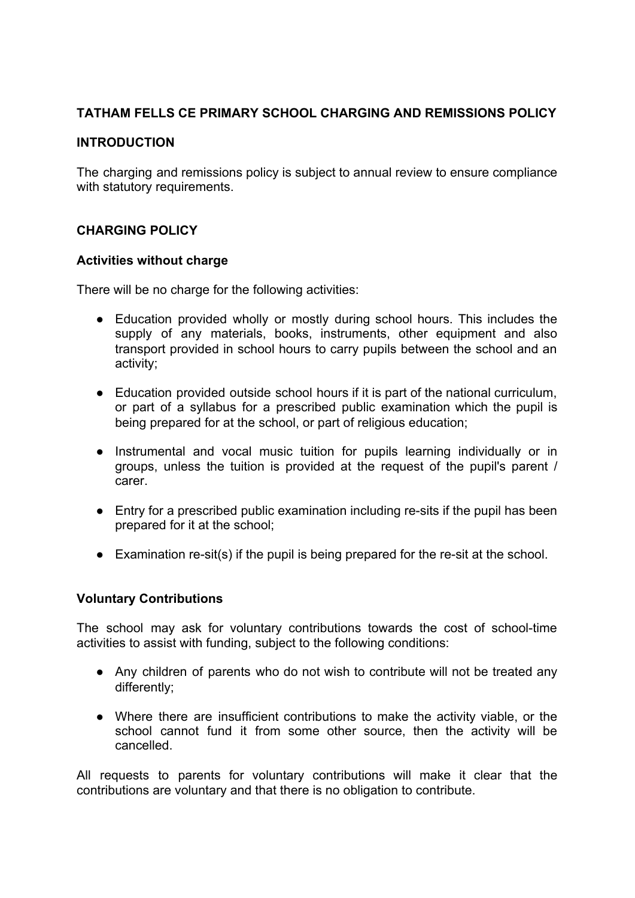## TATHAM FELLS CE PRIMARY SCHOOL CHARGING AND REMISSIONS POLICY

## INTRODUCTION

The charging and remissions policy is subject to annual review to ensure compliance with statutory requirements.

## CHARGING POLICY

### Activities without charge

There will be no charge for the following activities:

- Education provided wholly or mostly during school hours. This includes the supply of any materials, books, instruments, other equipment and also transport provided in school hours to carry pupils between the school and an activity;
- Education provided outside school hours if it is part of the national curriculum, or part of a syllabus for a prescribed public examination which the pupil is being prepared for at the school, or part of religious education;
- Instrumental and vocal music tuition for pupils learning individually or in groups, unless the tuition is provided at the request of the pupil's parent / carer.
- Entry for a prescribed public examination including re-sits if the pupil has been prepared for it at the school;
- Examination re-sit(s) if the pupil is being prepared for the re-sit at the school.

### Voluntary Contributions

The school may ask for voluntary contributions towards the cost of school-time activities to assist with funding, subject to the following conditions:

- Any children of parents who do not wish to contribute will not be treated any differently;
- Where there are insufficient contributions to make the activity viable, or the school cannot fund it from some other source, then the activity will be cancelled.

All requests to parents for voluntary contributions will make it clear that the contributions are voluntary and that there is no obligation to contribute.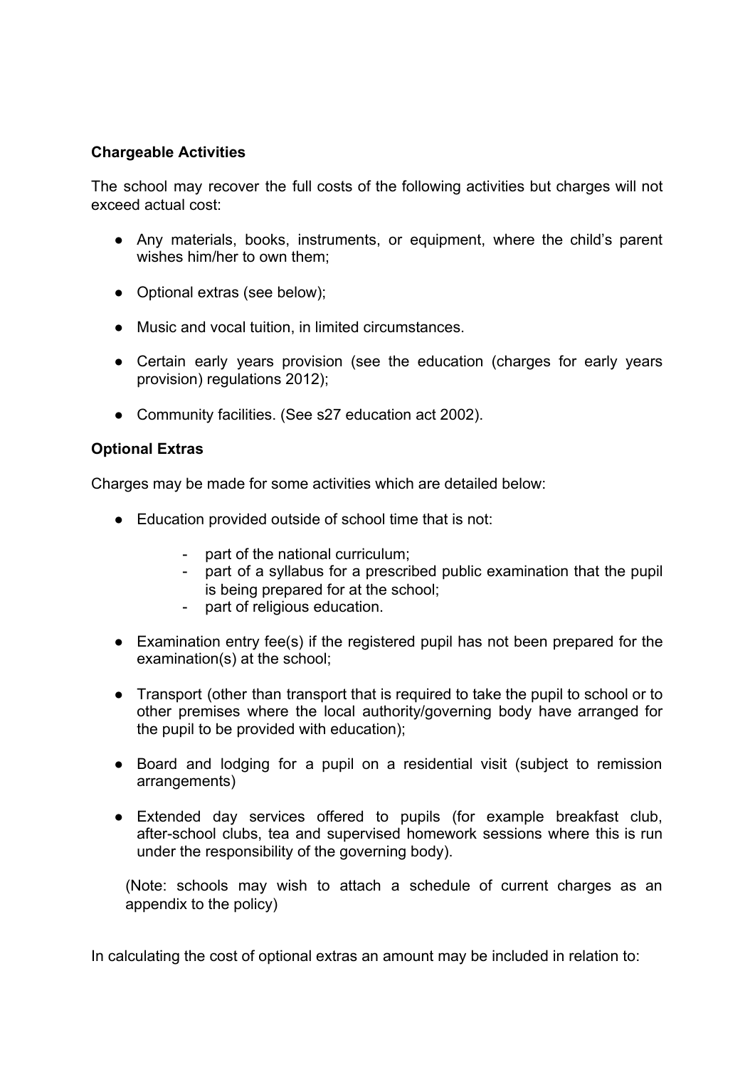**Chargeable Activities**

The school may recover the full costs of the following activities but charges will not exceed actual cost:

- Any materials, books, instruments, or equipment, where the child's parent wishes him/her to own them;
- Optional extras (see below);
- Music and vocal tuition, in limited circumstances.
- Certain early years provision (see the education (charges for early years provision) regulations 2012);
- Community facilities. (See s27 education act 2002).

**Optional Extras**

Charges may be made for some activities which are detailed below:

- Education provided outside of school time that is not:
  - part of the national curriculum;
  - part of a syllabus for a prescribed public examination that the pupil is being prepared for at the school;
  - part of religious education.
- Examination entry fee(s) if the registered pupil has not been prepared for the examination(s) at the school;
- Transport (other than transport that is required to take the pupil to school or to other premises where the local authority/governing body have arranged for the pupil to be provided with education);
- Board and lodging for a pupil on a residential visit (subject to remission arrangements)
- Extended day services offered to pupils (for example breakfast club, after-school clubs, tea and supervised homework sessions where this is run under the responsibility of the governing body).

  (Note: schools may wish to attach a schedule of current charges as an appendix to the policy)

In calculating the cost of optional extras an amount may be included in relation to: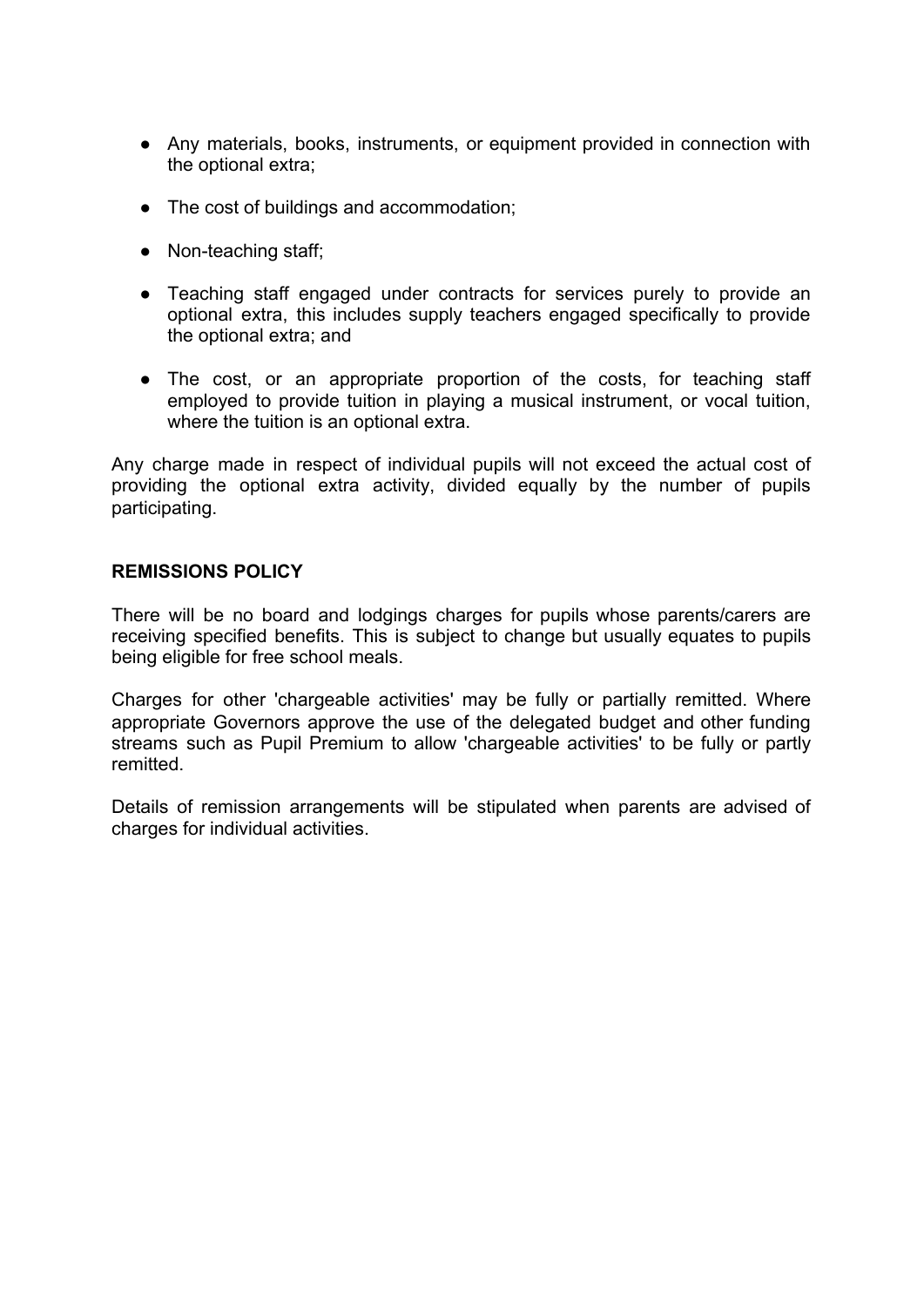- Any materials, books, instruments, or equipment provided in connection with the optional extra;
- The cost of buildings and accommodation;
- Non-teaching staff;
- Teaching staff engaged under contracts for services purely to provide an optional extra, this includes supply teachers engaged specifically to provide the optional extra; and
- The cost, or an appropriate proportion of the costs, for teaching staff employed to provide tuition in playing a musical instrument, or vocal tuition, where the tuition is an optional extra.

Any charge made in respect of individual pupils will not exceed the actual cost of providing the optional extra activity, divided equally by the number of pupils participating.

**REMISSIONS POLICY**

There will be no board and lodgings charges for pupils whose parents/carers are receiving specified benefits. This is subject to change but usually equates to pupils being eligible for free school meals.

Charges for other 'chargeable activities' may be fully or partially remitted. Where appropriate Governors approve the use of the delegated budget and other funding streams such as Pupil Premium to allow 'chargeable activities' to be fully or partly remitted.

Details of remission arrangements will be stipulated when parents are advised of charges for individual activities.